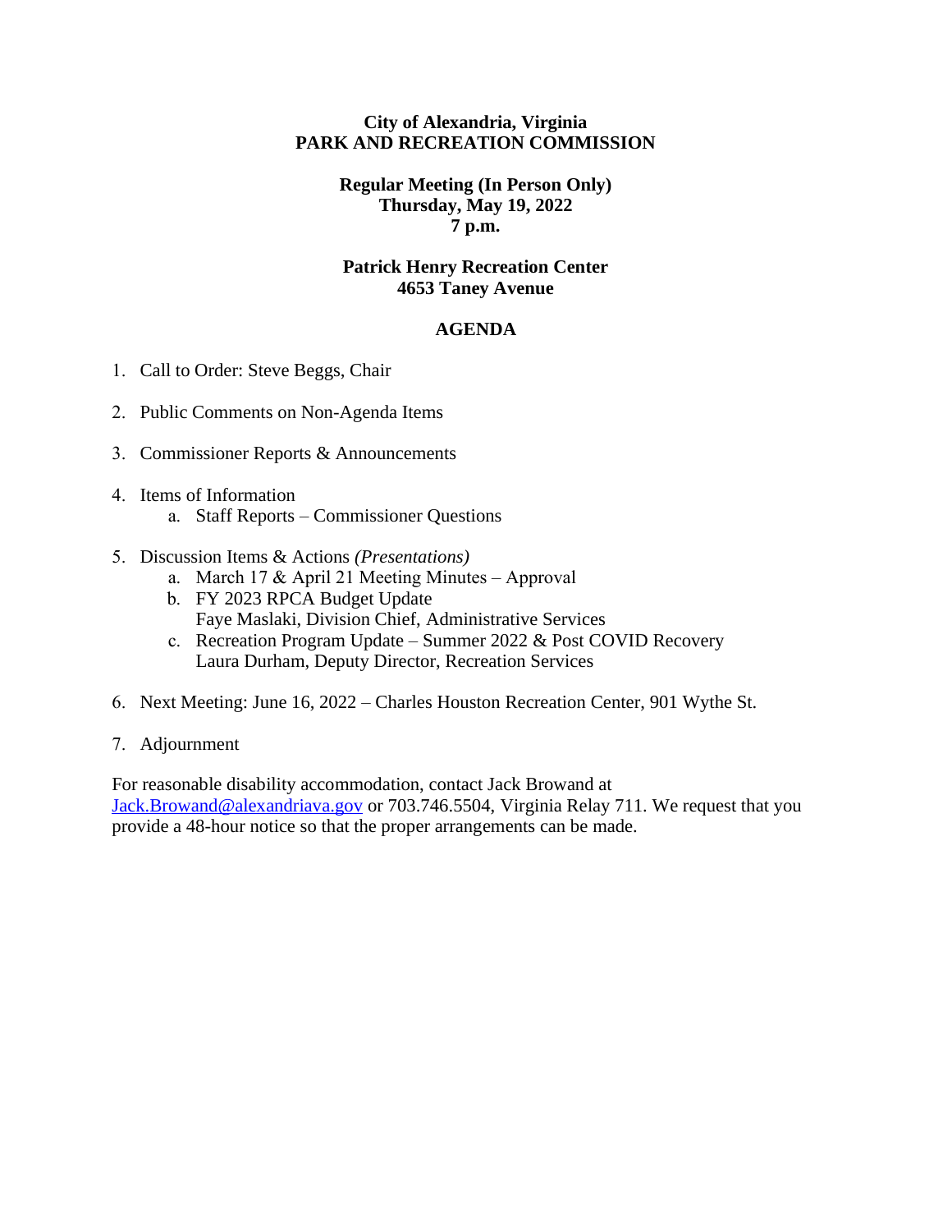**City of Alexandria, Virginia**
**PARK AND RECREATION COMMISSION**

**Regular Meeting (In Person Only)**
**Thursday, May 19, 2022**
**7 p.m.**

**Patrick Henry Recreation Center**
**4653 Taney Avenue**

## AGENDA

1. Call to Order: Steve Beggs, Chair

2. Public Comments on Non-Agenda Items

3. Commissioner Reports & Announcements

4. Items of Information
   a. Staff Reports – Commissioner Questions

5. Discussion Items & Actions *(Presentations)*
   a. March 17 & April 21 Meeting Minutes – Approval
   b. FY 2023 RPCA Budget Update
      Faye Maslaki, Division Chief, Administrative Services
   c. Recreation Program Update – Summer 2022 & Post COVID Recovery
      Laura Durham, Deputy Director, Recreation Services

6. Next Meeting: June 16, 2022 – Charles Houston Recreation Center, 901 Wythe St.

7. Adjournment

For reasonable disability accommodation, contact Jack Browand at Jack.Browand@alexandriava.gov or 703.746.5504, Virginia Relay 711. We request that you provide a 48-hour notice so that the proper arrangements can be made.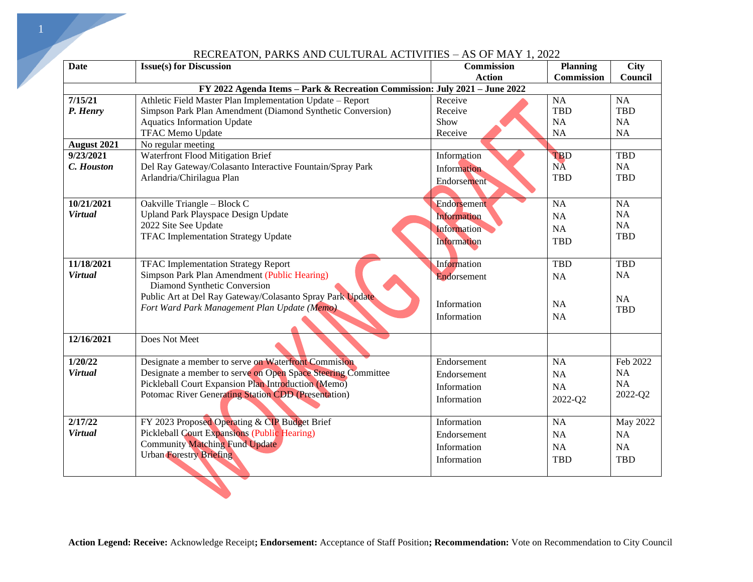RECREATON, PARKS AND CULTURAL ACTIVITIES – AS OF MAY 1, 2022

| Date | Issue(s) for Discussion | Commission Action | Planning Commission | City Council |
|---|---|---|---|---|
| **FY 2022 Agenda Items – Park & Recreation Commission: July 2021 – June 2022** | | | | |
| **7/15/21**<br>***P. Henry*** | Athletic Field Master Plan Implementation Update – Report<br>Simpson Park Plan Amendment (Diamond Synthetic Conversion)<br>Aquatics Information Update<br>TFAC Memo Update | Receive<br>Receive<br>Show<br>Receive | NA<br>TBD<br>NA<br>NA | NA<br>TBD<br>NA<br>NA |
| **August 2021** | No regular meeting | | | |
| **9/23/2021**<br>***C. Houston*** | Waterfront Flood Mitigation Brief<br>Del Ray Gateway/Colasanto Interactive Fountain/Spray Park<br>Arlandria/Chirilagua Plan | Information<br>Information<br>Endorsement | TBD<br>NA<br>TBD | TBD<br>NA<br>TBD |
| **10/21/2021**<br>***Virtual*** | Oakville Triangle – Block C<br>Upland Park Playspace Design Update<br>2022 Site See Update<br>TFAC Implementation Strategy Update | Endorsement<br>Information<br>Information<br>Information | NA<br>NA<br>NA<br>TBD | NA<br>NA<br>NA<br>TBD |
| **11/18/2021**<br>***Virtual*** | TFAC Implementation Strategy Report<br>Simpson Park Plan Amendment (Public Hearing)<br>Diamond Synthetic Conversion<br>Public Art at Del Ray Gateway/Colasanto Spray Park Update<br>*Fort Ward Park Management Plan Update (Memo)* | Information<br>Endorsement<br><br>Information<br>Information | TBD<br>NA<br><br>NA<br>NA | TBD<br>NA<br><br>NA<br>TBD |
| **12/16/2021** | Does Not Meet | | | |
| **1/20/22**<br>***Virtual*** | Designate a member to serve on Waterfront Commision<br>Designate a member to serve on Open Space Steering Committee<br>Pickleball Court Expansion Plan Introduction (Memo)<br>Potomac River Generating Station CDD (Presentation) | Endorsement<br>Endorsement<br>Information<br>Information | NA<br>NA<br>NA<br>2022-Q2 | Feb 2022<br>NA<br>NA<br>2022-Q2 |
| **2/17/22**<br>***Virtual*** | FY 2023 Proposed Operating & CIP Budget Brief<br>Pickleball Court Expansions (Public Hearing)<br>Community Matching Fund Update<br>Urban Forestry Briefing | Information<br>Endorsement<br>Information<br>Information | NA<br>NA<br>NA<br>TBD | May 2022<br>NA<br>NA<br>TBD |

**Action Legend: Receive:** Acknowledge Receipt**; Endorsement:** Acceptance of Staff Position**; Recommendation:** Vote on Recommendation to City Council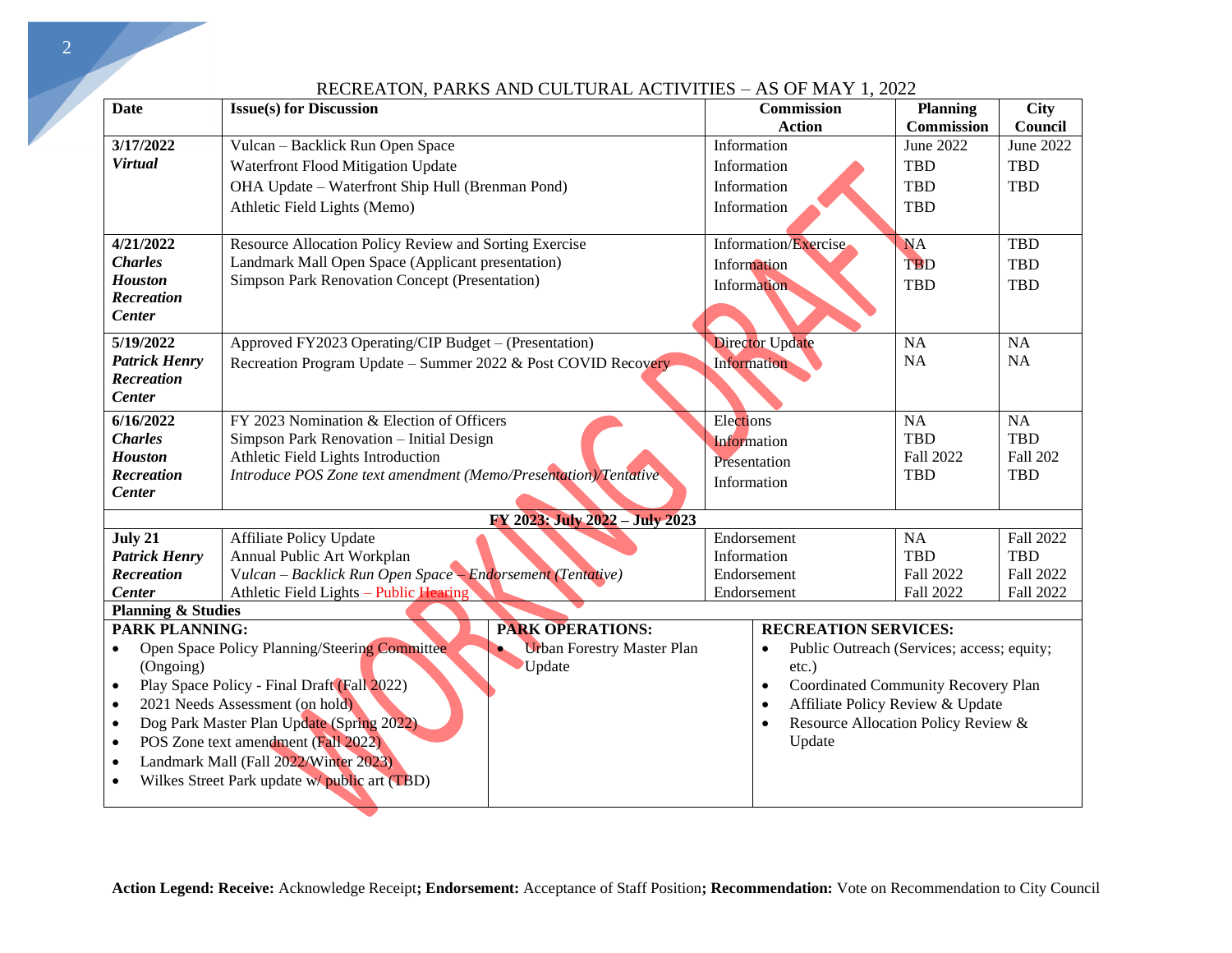RECREATON, PARKS AND CULTURAL ACTIVITIES – AS OF MAY 1, 2022

| Date | Issue(s) for Discussion | Commission Action | Planning Commission | City Council |
|---|---|---|---|---|
| **3/17/2022** ***Virtual*** | Vulcan – Backlick Run Open Space<br>Waterfront Flood Mitigation Update<br>OHA Update – Waterfront Ship Hull (Brenman Pond)<br>Athletic Field Lights (Memo) | Information<br>Information<br>Information<br>Information | June 2022<br>TBD<br>TBD<br>TBD | June 2022<br>TBD<br>TBD |
| **4/21/2022** ***Charles Houston Recreation Center*** | Resource Allocation Policy Review and Sorting Exercise<br>Landmark Mall Open Space (Applicant presentation)<br>Simpson Park Renovation Concept (Presentation) | Information/Exercise<br>Information<br>Information | NA<br>TBD<br>TBD | TBD<br>TBD<br>TBD |
| **5/19/2022** ***Patrick Henry Recreation Center*** | Approved FY2023 Operating/CIP Budget – (Presentation)<br>Recreation Program Update – Summer 2022 & Post COVID Recovery | Director Update<br>Information | NA<br>NA | NA<br>NA |
| **6/16/2022** ***Charles Houston Recreation Center*** | FY 2023 Nomination & Election of Officers<br>Simpson Park Renovation – Initial Design<br>Athletic Field Lights Introduction<br>*Introduce POS Zone text amendment (Memo/Presentation)/Tentative* | Elections<br>Information<br>Presentation<br>Information | NA<br>TBD<br>Fall 2022<br>TBD | NA<br>TBD<br>Fall 202<br>TBD |
| | **FY 2023: July 2022 – July 2023** | | | |
| **July 21** ***Patrick Henry Recreation Center*** | Affiliate Policy Update<br>Annual Public Art Workplan<br>*Vulcan – Backlick Run Open Space – Endorsement (Tentative)*<br>Athletic Field Lights – Public Hearing | Endorsement<br>Information<br>Endorsement<br>Endorsement | NA<br>TBD<br>Fall 2022<br>Fall 2022 | Fall 2022<br>TBD<br>Fall 2022<br>Fall 2022 |

**Planning & Studies**

**PARK PLANNING:**

- Open Space Policy Planning/Steering Committee (Ongoing)
- Play Space Policy - Final Draft (Fall 2022)
- 2021 Needs Assessment (on hold)
- Dog Park Master Plan Update (Spring 2022)
- POS Zone text amendment (Fall 2022)
- Landmark Mall (Fall 2022/Winter 2023)
- Wilkes Street Park update w/ public art (TBD)

**PARK OPERATIONS:**

- Urban Forestry Master Plan Update

**RECREATION SERVICES:**

- Public Outreach (Services; access; equity; etc.)
- Coordinated Community Recovery Plan
- Affiliate Policy Review & Update
- Resource Allocation Policy Review & Update

**Action Legend: Receive:** Acknowledge Receipt**; Endorsement:** Acceptance of Staff Position**; Recommendation:** Vote on Recommendation to City Council